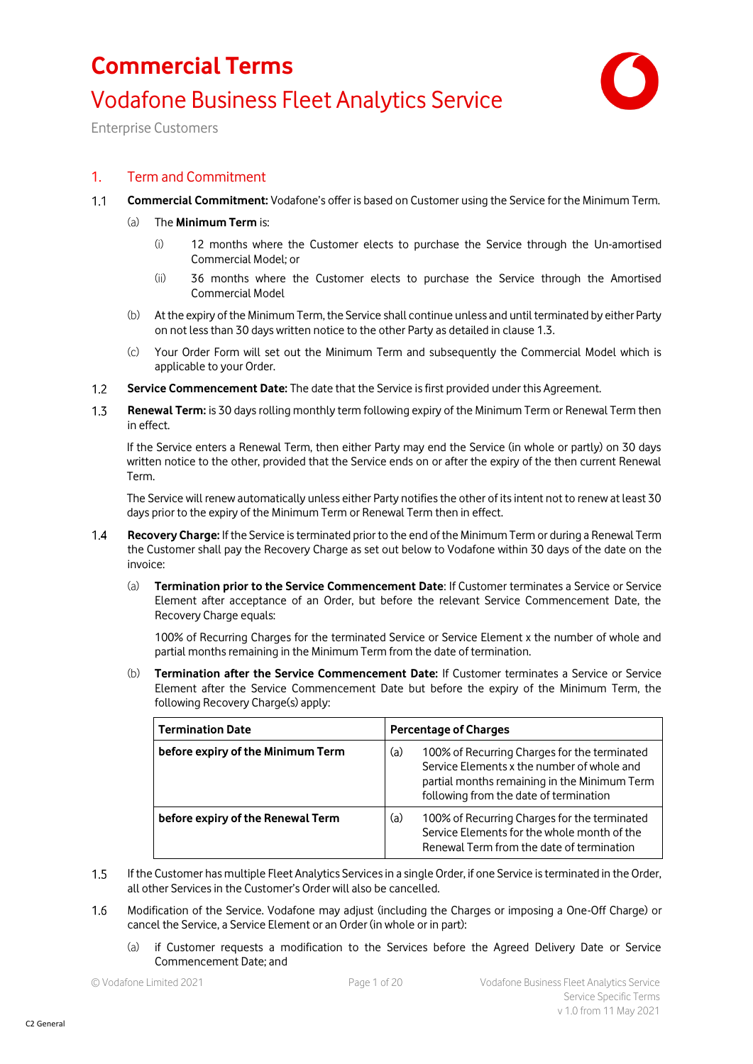# Commercial Terms

## Vodafone Business Fleet Analytics Service

Enterprise Customers

## 1. Term and Commitment

1.1 **Commercial Commitment:** Vodafone's offer is based on Customer using the Service for the Minimum Term.

(a) The **Minimum Term** is:

(i) 12 months where the Customer elects to purchase the Service through the Un-amortised Commercial Model; or

(ii) 36 months where the Customer elects to purchase the Service through the Amortised Commercial Model

(b) At the expiry of the Minimum Term, the Service shall continue unless and until terminated by either Party on not less than 30 days written notice to the other Party as detailed in clause 1.3.

(c) Your Order Form will set out the Minimum Term and subsequently the Commercial Model which is applicable to your Order.

1.2 **Service Commencement Date:** The date that the Service is first provided under this Agreement.

1.3 **Renewal Term:** is 30 days rolling monthly term following expiry of the Minimum Term or Renewal Term then in effect.

If the Service enters a Renewal Term, then either Party may end the Service (in whole or partly) on 30 days written notice to the other, provided that the Service ends on or after the expiry of the then current Renewal Term.

The Service will renew automatically unless either Party notifies the other of its intent not to renew at least 30 days prior to the expiry of the Minimum Term or Renewal Term then in effect.

1.4 **Recovery Charge:** If the Service is terminated prior to the end of the Minimum Term or during a Renewal Term the Customer shall pay the Recovery Charge as set out below to Vodafone within 30 days of the date on the invoice:

(a) **Termination prior to the Service Commencement Date**: If Customer terminates a Service or Service Element after acceptance of an Order, but before the relevant Service Commencement Date, the Recovery Charge equals:

100% of Recurring Charges for the terminated Service or Service Element x the number of whole and partial months remaining in the Minimum Term from the date of termination.

(b) **Termination after the Service Commencement Date:** If Customer terminates a Service or Service Element after the Service Commencement Date but before the expiry of the Minimum Term, the following Recovery Charge(s) apply:

| Termination Date | Percentage of Charges |
|---|---|
| **before expiry of the Minimum Term** | (a) 100% of Recurring Charges for the terminated Service Elements x the number of whole and partial months remaining in the Minimum Term following from the date of termination |
| **before expiry of the Renewal Term** | (a) 100% of Recurring Charges for the terminated Service Elements for the whole month of the Renewal Term from the date of termination |

1.5 If the Customer has multiple Fleet Analytics Services in a single Order, if one Service is terminated in the Order, all other Services in the Customer's Order will also be cancelled.

1.6 Modification of the Service. Vodafone may adjust (including the Charges or imposing a One-Off Charge) or cancel the Service, a Service Element or an Order (in whole or in part):

(a) if Customer requests a modification to the Services before the Agreed Delivery Date or Service Commencement Date; and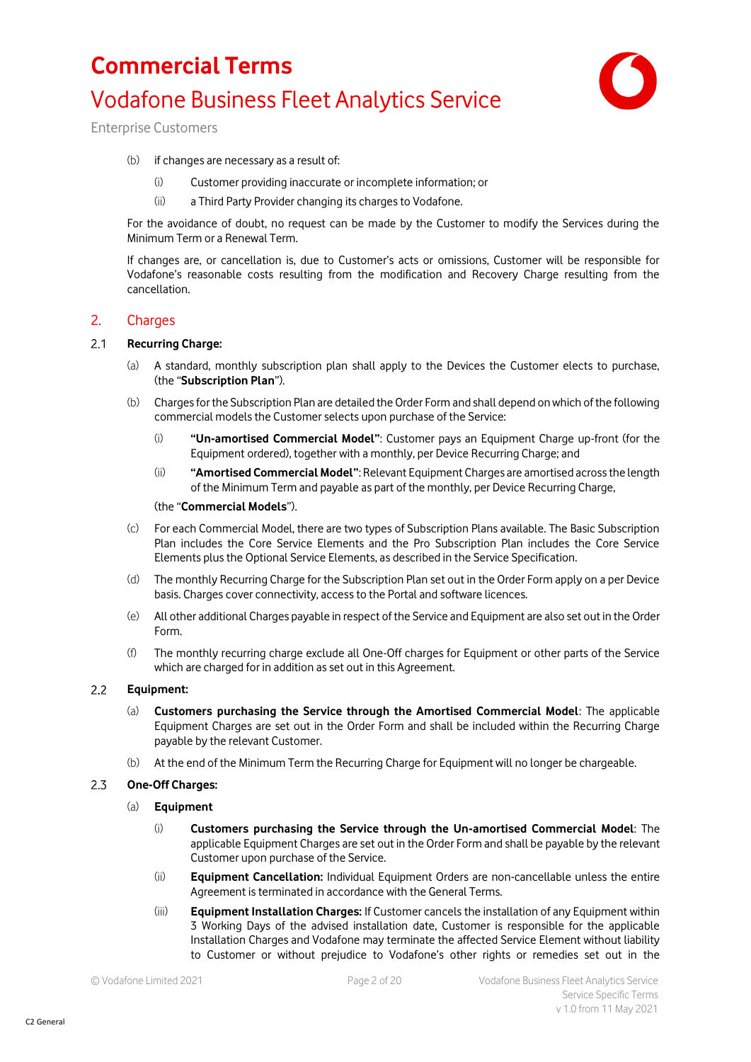(b) if changes are necessary as a result of:

(i) Customer providing inaccurate or incomplete information; or

(ii) a Third Party Provider changing its charges to Vodafone.

For the avoidance of doubt, no request can be made by the Customer to modify the Services during the Minimum Term or a Renewal Term.

If changes are, or cancellation is, due to Customer's acts or omissions, Customer will be responsible for Vodafone's reasonable costs resulting from the modification and Recovery Charge resulting from the cancellation.

## 2. Charges

### 2.1 Recurring Charge:

(a) A standard, monthly subscription plan shall apply to the Devices the Customer elects to purchase, (the "**Subscription Plan**").

(b) Charges for the Subscription Plan are detailed the Order Form and shall depend on which of the following commercial models the Customer selects upon purchase of the Service:

(i) **"Un-amortised Commercial Model"**: Customer pays an Equipment Charge up-front (for the Equipment ordered), together with a monthly, per Device Recurring Charge; and

(ii) **"Amortised Commercial Model"**: Relevant Equipment Charges are amortised across the length of the Minimum Term and payable as part of the monthly, per Device Recurring Charge,

(the "**Commercial Models**").

(c) For each Commercial Model, there are two types of Subscription Plans available. The Basic Subscription Plan includes the Core Service Elements and the Pro Subscription Plan includes the Core Service Elements plus the Optional Service Elements, as described in the Service Specification.

(d) The monthly Recurring Charge for the Subscription Plan set out in the Order Form apply on a per Device basis. Charges cover connectivity, access to the Portal and software licences.

(e) All other additional Charges payable in respect of the Service and Equipment are also set out in the Order Form.

(f) The monthly recurring charge exclude all One-Off charges for Equipment or other parts of the Service which are charged for in addition as set out in this Agreement.

### 2.2 Equipment:

(a) **Customers purchasing the Service through the Amortised Commercial Model**: The applicable Equipment Charges are set out in the Order Form and shall be included within the Recurring Charge payable by the relevant Customer.

(b) At the end of the Minimum Term the Recurring Charge for Equipment will no longer be chargeable.

### 2.3 One-Off Charges:

(a) **Equipment**

(i) **Customers purchasing the Service through the Un-amortised Commercial Model**: The applicable Equipment Charges are set out in the Order Form and shall be payable by the relevant Customer upon purchase of the Service.

(ii) **Equipment Cancellation:** Individual Equipment Orders are non-cancellable unless the entire Agreement is terminated in accordance with the General Terms.

(iii) **Equipment Installation Charges:** If Customer cancels the installation of any Equipment within 3 Working Days of the advised installation date, Customer is responsible for the applicable Installation Charges and Vodafone may terminate the affected Service Element without liability to Customer or without prejudice to Vodafone's other rights or remedies set out in the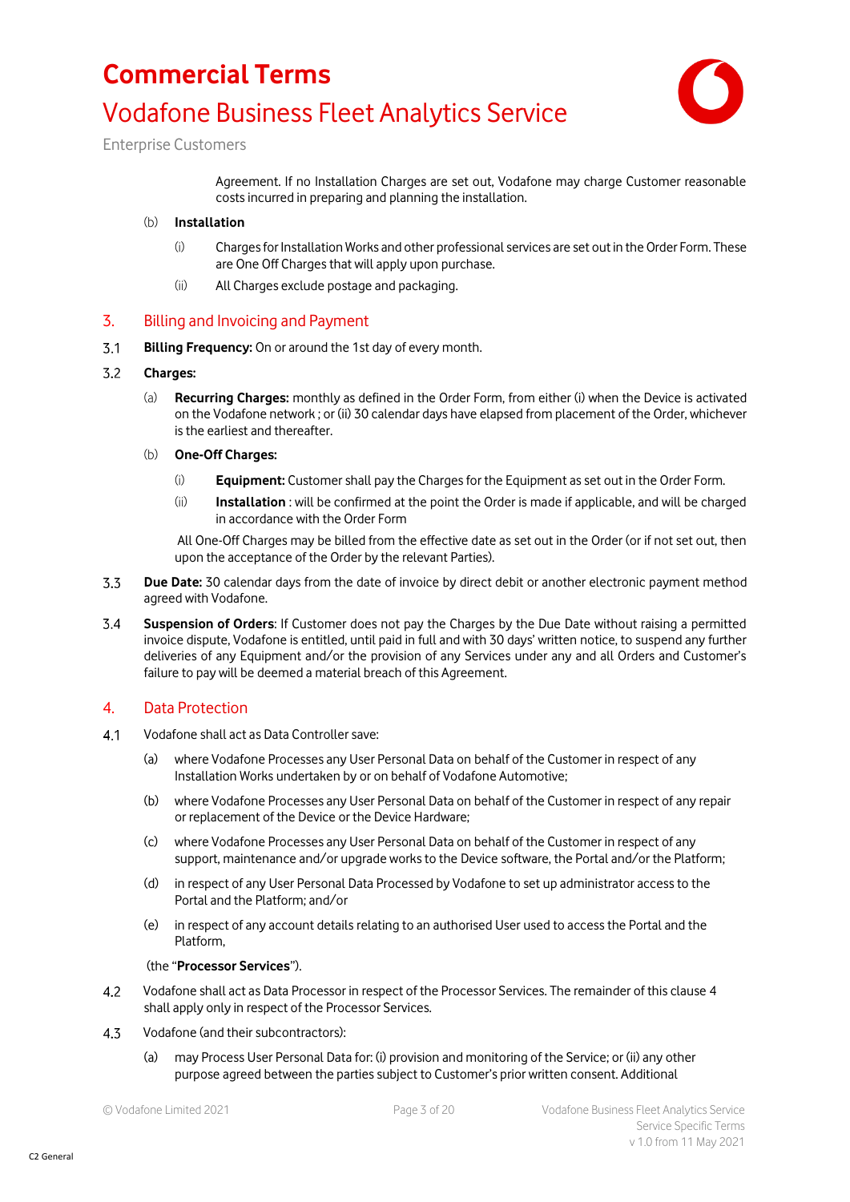Agreement. If no Installation Charges are set out, Vodafone may charge Customer reasonable costs incurred in preparing and planning the installation.

(b) **Installation**

(i) Charges for Installation Works and other professional services are set out in the Order Form. These are One Off Charges that will apply upon purchase.

(ii) All Charges exclude postage and packaging.

## 3. Billing and Invoicing and Payment

3.1 **Billing Frequency:** On or around the 1st day of every month.

3.2 **Charges:**

(a) **Recurring Charges:** monthly as defined in the Order Form, from either (i) when the Device is activated on the Vodafone network ; or (ii) 30 calendar days have elapsed from placement of the Order, whichever is the earliest and thereafter.

(b) **One-Off Charges:**

(i) **Equipment:** Customer shall pay the Charges for the Equipment as set out in the Order Form.

(ii) **Installation** : will be confirmed at the point the Order is made if applicable, and will be charged in accordance with the Order Form

All One-Off Charges may be billed from the effective date as set out in the Order (or if not set out, then upon the acceptance of the Order by the relevant Parties).

3.3 **Due Date:** 30 calendar days from the date of invoice by direct debit or another electronic payment method agreed with Vodafone.

3.4 **Suspension of Orders**: If Customer does not pay the Charges by the Due Date without raising a permitted invoice dispute, Vodafone is entitled, until paid in full and with 30 days' written notice, to suspend any further deliveries of any Equipment and/or the provision of any Services under any and all Orders and Customer's failure to pay will be deemed a material breach of this Agreement.

## 4. Data Protection

4.1 Vodafone shall act as Data Controller save:

(a) where Vodafone Processes any User Personal Data on behalf of the Customer in respect of any Installation Works undertaken by or on behalf of Vodafone Automotive;

(b) where Vodafone Processes any User Personal Data on behalf of the Customer in respect of any repair or replacement of the Device or the Device Hardware;

(c) where Vodafone Processes any User Personal Data on behalf of the Customer in respect of any support, maintenance and/or upgrade works to the Device software, the Portal and/or the Platform;

(d) in respect of any User Personal Data Processed by Vodafone to set up administrator access to the Portal and the Platform; and/or

(e) in respect of any account details relating to an authorised User used to access the Portal and the Platform,

(the "**Processor Services**").

4.2 Vodafone shall act as Data Processor in respect of the Processor Services. The remainder of this clause 4 shall apply only in respect of the Processor Services.

4.3 Vodafone (and their subcontractors):

(a) may Process User Personal Data for: (i) provision and monitoring of the Service; or (ii) any other purpose agreed between the parties subject to Customer's prior written consent. Additional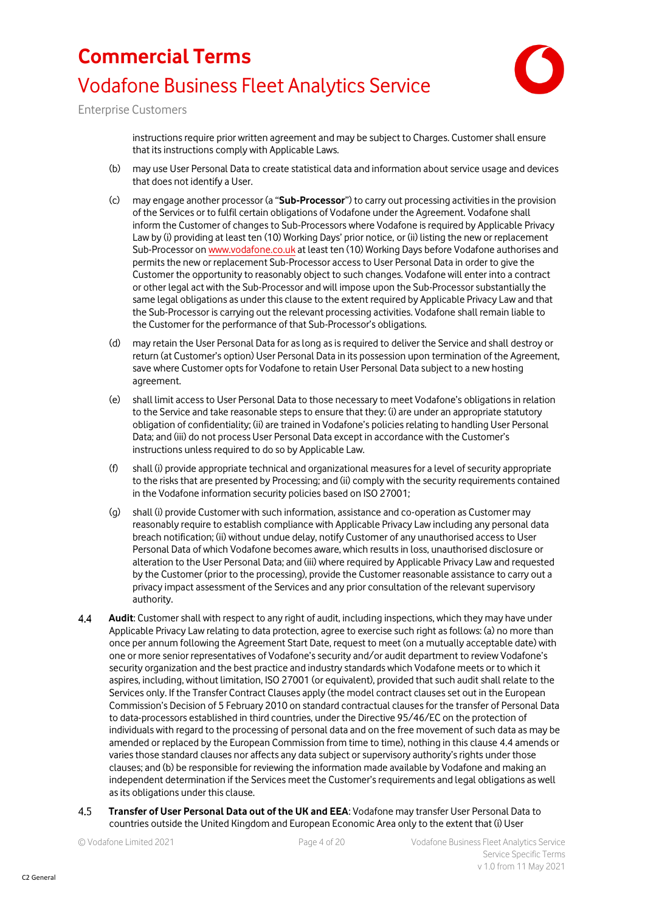instructions require prior written agreement and may be subject to Charges. Customer shall ensure that its instructions comply with Applicable Laws.

(b) may use User Personal Data to create statistical data and information about service usage and devices that does not identify a User.

(c) may engage another processor (a "**Sub-Processor**") to carry out processing activities in the provision of the Services or to fulfil certain obligations of Vodafone under the Agreement. Vodafone shall inform the Customer of changes to Sub-Processors where Vodafone is required by Applicable Privacy Law by (i) providing at least ten (10) Working Days' prior notice, or (ii) listing the new or replacement Sub-Processor on www.vodafone.co.uk at least ten (10) Working Days before Vodafone authorises and permits the new or replacement Sub-Processor access to User Personal Data in order to give the Customer the opportunity to reasonably object to such changes. Vodafone will enter into a contract or other legal act with the Sub-Processor and will impose upon the Sub-Processor substantially the same legal obligations as under this clause to the extent required by Applicable Privacy Law and that the Sub-Processor is carrying out the relevant processing activities. Vodafone shall remain liable to the Customer for the performance of that Sub-Processor's obligations.

(d) may retain the User Personal Data for as long as is required to deliver the Service and shall destroy or return (at Customer's option) User Personal Data in its possession upon termination of the Agreement, save where Customer opts for Vodafone to retain User Personal Data subject to a new hosting agreement.

(e) shall limit access to User Personal Data to those necessary to meet Vodafone's obligations in relation to the Service and take reasonable steps to ensure that they: (i) are under an appropriate statutory obligation of confidentiality; (ii) are trained in Vodafone's policies relating to handling User Personal Data; and (iii) do not process User Personal Data except in accordance with the Customer's instructions unless required to do so by Applicable Law.

(f) shall (i) provide appropriate technical and organizational measures for a level of security appropriate to the risks that are presented by Processing; and (ii) comply with the security requirements contained in the Vodafone information security policies based on ISO 27001;

(g) shall (i) provide Customer with such information, assistance and co-operation as Customer may reasonably require to establish compliance with Applicable Privacy Law including any personal data breach notification; (ii) without undue delay, notify Customer of any unauthorised access to User Personal Data of which Vodafone becomes aware, which results in loss, unauthorised disclosure or alteration to the User Personal Data; and (iii) where required by Applicable Privacy Law and requested by the Customer (prior to the processing), provide the Customer reasonable assistance to carry out a privacy impact assessment of the Services and any prior consultation of the relevant supervisory authority.

4.4 **Audit**: Customer shall with respect to any right of audit, including inspections, which they may have under Applicable Privacy Law relating to data protection, agree to exercise such right as follows: (a) no more than once per annum following the Agreement Start Date, request to meet (on a mutually acceptable date) with one or more senior representatives of Vodafone's security and/or audit department to review Vodafone's security organization and the best practice and industry standards which Vodafone meets or to which it aspires, including, without limitation, ISO 27001 (or equivalent), provided that such audit shall relate to the Services only. If the Transfer Contract Clauses apply (the model contract clauses set out in the European Commission's Decision of 5 February 2010 on standard contractual clauses for the transfer of Personal Data to data-processors established in third countries, under the Directive 95/46/EC on the protection of individuals with regard to the processing of personal data and on the free movement of such data as may be amended or replaced by the European Commission from time to time), nothing in this clause 4.4 amends or varies those standard clauses nor affects any data subject or supervisory authority's rights under those clauses; and (b) be responsible for reviewing the information made available by Vodafone and making an independent determination if the Services meet the Customer's requirements and legal obligations as well as its obligations under this clause.

4.5 **Transfer of User Personal Data out of the UK and EEA**: Vodafone may transfer User Personal Data to countries outside the United Kingdom and European Economic Area only to the extent that (i) User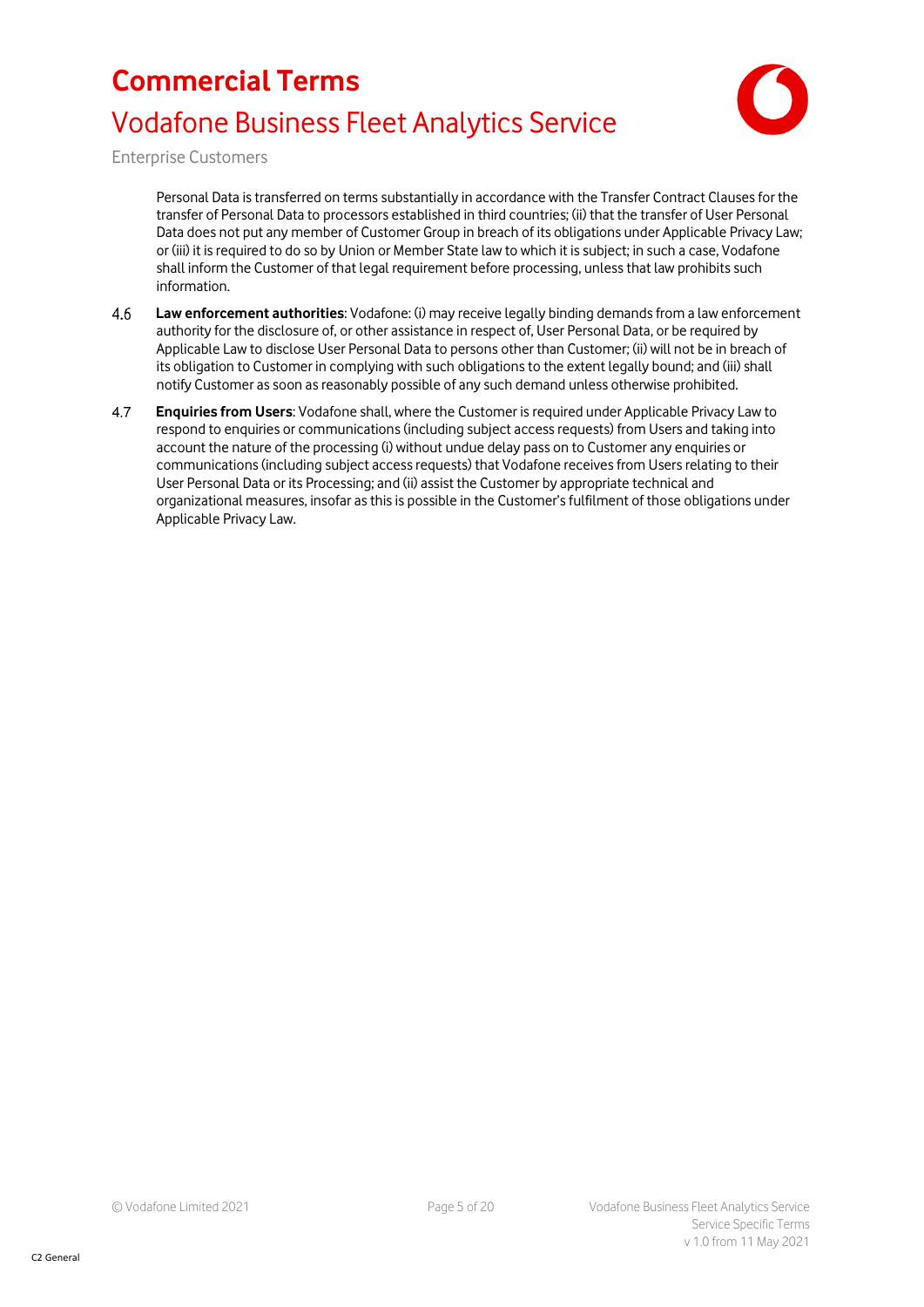Personal Data is transferred on terms substantially in accordance with the Transfer Contract Clauses for the transfer of Personal Data to processors established in third countries; (ii) that the transfer of User Personal Data does not put any member of Customer Group in breach of its obligations under Applicable Privacy Law; or (iii) it is required to do so by Union or Member State law to which it is subject; in such a case, Vodafone shall inform the Customer of that legal requirement before processing, unless that law prohibits such information.

4.6 **Law enforcement authorities**: Vodafone: (i) may receive legally binding demands from a law enforcement authority for the disclosure of, or other assistance in respect of, User Personal Data, or be required by Applicable Law to disclose User Personal Data to persons other than Customer; (ii) will not be in breach of its obligation to Customer in complying with such obligations to the extent legally bound; and (iii) shall notify Customer as soon as reasonably possible of any such demand unless otherwise prohibited.

4.7 **Enquiries from Users**: Vodafone shall, where the Customer is required under Applicable Privacy Law to respond to enquiries or communications (including subject access requests) from Users and taking into account the nature of the processing (i) without undue delay pass on to Customer any enquiries or communications (including subject access requests) that Vodafone receives from Users relating to their User Personal Data or its Processing; and (ii) assist the Customer by appropriate technical and organizational measures, insofar as this is possible in the Customer's fulfilment of those obligations under Applicable Privacy Law.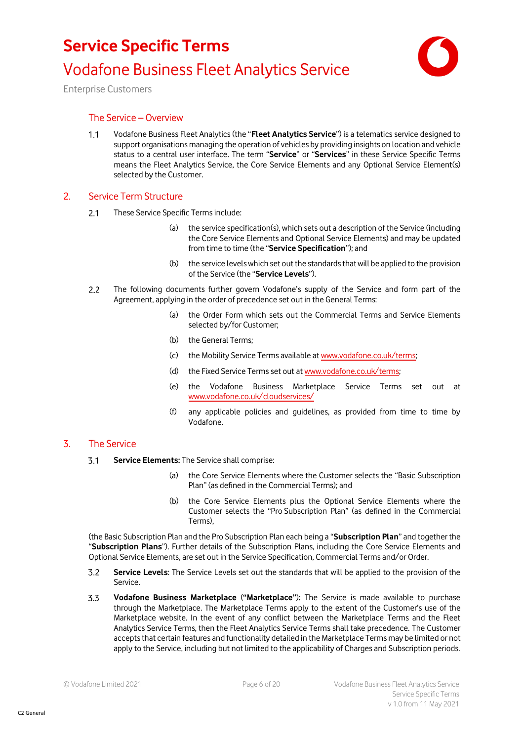# Service Specific Terms

## Vodafone Business Fleet Analytics Service

Enterprise Customers

### The Service – Overview

1.1 Vodafone Business Fleet Analytics (the "**Fleet Analytics Service**") is a telematics service designed to support organisations managing the operation of vehicles by providing insights on location and vehicle status to a central user interface. The term "**Service**" or "**Services**" in these Service Specific Terms means the Fleet Analytics Service, the Core Service Elements and any Optional Service Element(s) selected by the Customer.

### 2. Service Term Structure

2.1 These Service Specific Terms include:

(a) the service specification(s), which sets out a description of the Service (including the Core Service Elements and Optional Service Elements) and may be updated from time to time (the "**Service Specification**"); and

(b) the service levels which set out the standards that will be applied to the provision of the Service (the "**Service Levels**").

2.2 The following documents further govern Vodafone's supply of the Service and form part of the Agreement, applying in the order of precedence set out in the General Terms:

(a) the Order Form which sets out the Commercial Terms and Service Elements selected by/for Customer;

(b) the General Terms;

(c) the Mobility Service Terms available at www.vodafone.co.uk/terms;

(d) the Fixed Service Terms set out at www.vodafone.co.uk/terms;

(e) the Vodafone Business Marketplace Service Terms set out at www.vodafone.co.uk/cloudservices/

(f) any applicable policies and guidelines, as provided from time to time by Vodafone.

### 3. The Service

3.1 **Service Elements:** The Service shall comprise:

(a) the Core Service Elements where the Customer selects the "Basic Subscription Plan" (as defined in the Commercial Terms); and

(b) the Core Service Elements plus the Optional Service Elements where the Customer selects the "Pro Subscription Plan" (as defined in the Commercial Terms),

(the Basic Subscription Plan and the Pro Subscription Plan each being a "**Subscription Plan**" and together the "**Subscription Plans**"). Further details of the Subscription Plans, including the Core Service Elements and Optional Service Elements, are set out in the Service Specification, Commercial Terms and/or Order.

3.2 **Service Levels**: The Service Levels set out the standards that will be applied to the provision of the Service.

3.3 **Vodafone Business Marketplace** (**"Marketplace"):** The Service is made available to purchase through the Marketplace. The Marketplace Terms apply to the extent of the Customer's use of the Marketplace website. In the event of any conflict between the Marketplace Terms and the Fleet Analytics Service Terms, then the Fleet Analytics Service Terms shall take precedence. The Customer accepts that certain features and functionality detailed in the Marketplace Terms may be limited or not apply to the Service, including but not limited to the applicability of Charges and Subscription periods.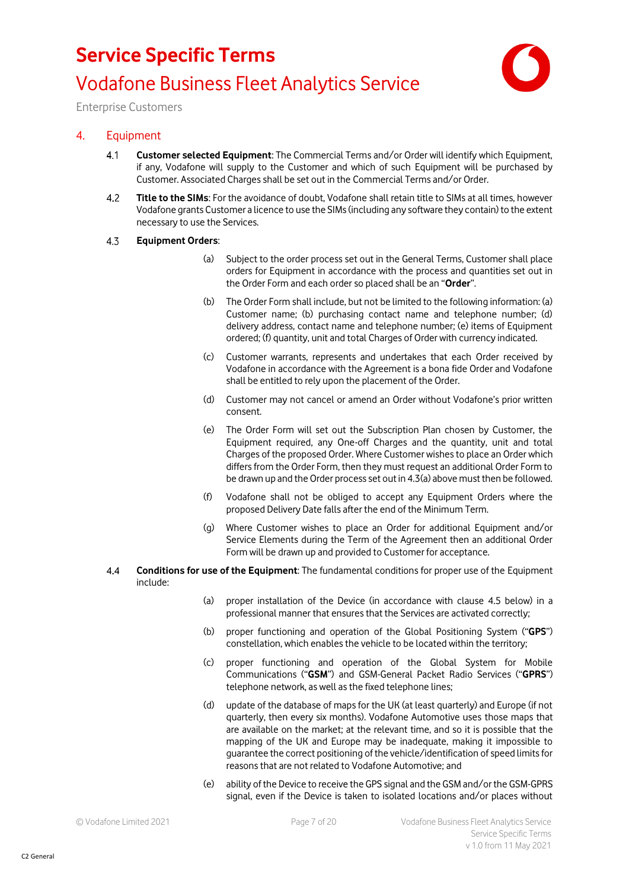## 4. Equipment

4.1 **Customer selected Equipment**: The Commercial Terms and/or Order will identify which Equipment, if any, Vodafone will supply to the Customer and which of such Equipment will be purchased by Customer. Associated Charges shall be set out in the Commercial Terms and/or Order.

4.2 **Title to the SIMs**: For the avoidance of doubt, Vodafone shall retain title to SIMs at all times, however Vodafone grants Customer a licence to use the SIMs (including any software they contain) to the extent necessary to use the Services.

4.3 **Equipment Orders**:

(a) Subject to the order process set out in the General Terms, Customer shall place orders for Equipment in accordance with the process and quantities set out in the Order Form and each order so placed shall be an "**Order**".

(b) The Order Form shall include, but not be limited to the following information: (a) Customer name; (b) purchasing contact name and telephone number; (d) delivery address, contact name and telephone number; (e) items of Equipment ordered; (f) quantity, unit and total Charges of Order with currency indicated.

(c) Customer warrants, represents and undertakes that each Order received by Vodafone in accordance with the Agreement is a bona fide Order and Vodafone shall be entitled to rely upon the placement of the Order.

(d) Customer may not cancel or amend an Order without Vodafone's prior written consent.

(e) The Order Form will set out the Subscription Plan chosen by Customer, the Equipment required, any One-off Charges and the quantity, unit and total Charges of the proposed Order. Where Customer wishes to place an Order which differs from the Order Form, then they must request an additional Order Form to be drawn up and the Order process set out in 4.3(a) above must then be followed.

(f) Vodafone shall not be obliged to accept any Equipment Orders where the proposed Delivery Date falls after the end of the Minimum Term.

(g) Where Customer wishes to place an Order for additional Equipment and/or Service Elements during the Term of the Agreement then an additional Order Form will be drawn up and provided to Customer for acceptance.

4.4 **Conditions for use of the Equipment**: The fundamental conditions for proper use of the Equipment include:

(a) proper installation of the Device (in accordance with clause 4.5 below) in a professional manner that ensures that the Services are activated correctly;

(b) proper functioning and operation of the Global Positioning System ("**GPS**") constellation, which enables the vehicle to be located within the territory;

(c) proper functioning and operation of the Global System for Mobile Communications ("**GSM**") and GSM-General Packet Radio Services ("**GPRS**") telephone network, as well as the fixed telephone lines;

(d) update of the database of maps for the UK (at least quarterly) and Europe (if not quarterly, then every six months). Vodafone Automotive uses those maps that are available on the market; at the relevant time, and so it is possible that the mapping of the UK and Europe may be inadequate, making it impossible to guarantee the correct positioning of the vehicle/identification of speed limits for reasons that are not related to Vodafone Automotive; and

(e) ability of the Device to receive the GPS signal and the GSM and/or the GSM-GPRS signal, even if the Device is taken to isolated locations and/or places without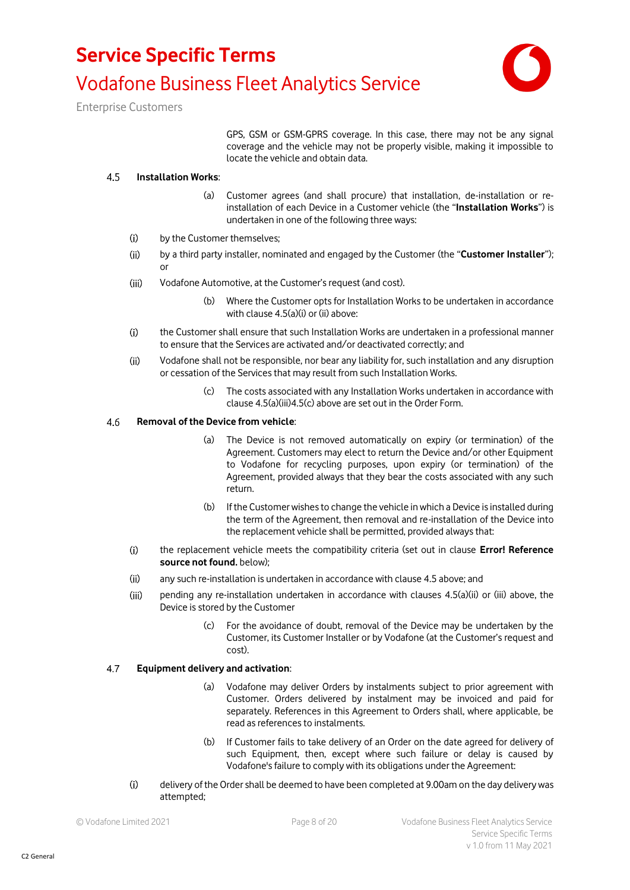GPS, GSM or GSM-GPRS coverage. In this case, there may not be any signal coverage and the vehicle may not be properly visible, making it impossible to locate the vehicle and obtain data.

4.5 **Installation Works**:

(a) Customer agrees (and shall procure) that installation, de-installation or re-installation of each Device in a Customer vehicle (the "**Installation Works**") is undertaken in one of the following three ways:

(i) by the Customer themselves;

(ii) by a third party installer, nominated and engaged by the Customer (the "**Customer Installer**"); or

(iii) Vodafone Automotive, at the Customer's request (and cost).

(b) Where the Customer opts for Installation Works to be undertaken in accordance with clause 4.5(a)(i) or (ii) above:

(i) the Customer shall ensure that such Installation Works are undertaken in a professional manner to ensure that the Services are activated and/or deactivated correctly; and

(ii) Vodafone shall not be responsible, nor bear any liability for, such installation and any disruption or cessation of the Services that may result from such Installation Works.

(c) The costs associated with any Installation Works undertaken in accordance with clause 4.5(a)(iii)4.5(c) above are set out in the Order Form.

4.6 **Removal of the Device from vehicle**:

(a) The Device is not removed automatically on expiry (or termination) of the Agreement. Customers may elect to return the Device and/or other Equipment to Vodafone for recycling purposes, upon expiry (or termination) of the Agreement, provided always that they bear the costs associated with any such return.

(b) If the Customer wishes to change the vehicle in which a Device is installed during the term of the Agreement, then removal and re-installation of the Device into the replacement vehicle shall be permitted, provided always that:

(i) the replacement vehicle meets the compatibility criteria (set out in clause **Error! Reference source not found.** below);

(ii) any such re-installation is undertaken in accordance with clause 4.5 above; and

(iii) pending any re-installation undertaken in accordance with clauses 4.5(a)(ii) or (iii) above, the Device is stored by the Customer

(c) For the avoidance of doubt, removal of the Device may be undertaken by the Customer, its Customer Installer or by Vodafone (at the Customer's request and cost).

4.7 **Equipment delivery and activation**:

(a) Vodafone may deliver Orders by instalments subject to prior agreement with Customer. Orders delivered by instalment may be invoiced and paid for separately. References in this Agreement to Orders shall, where applicable, be read as references to instalments.

(b) If Customer fails to take delivery of an Order on the date agreed for delivery of such Equipment, then, except where such failure or delay is caused by Vodafone's failure to comply with its obligations under the Agreement:

(i) delivery of the Order shall be deemed to have been completed at 9.00am on the day delivery was attempted;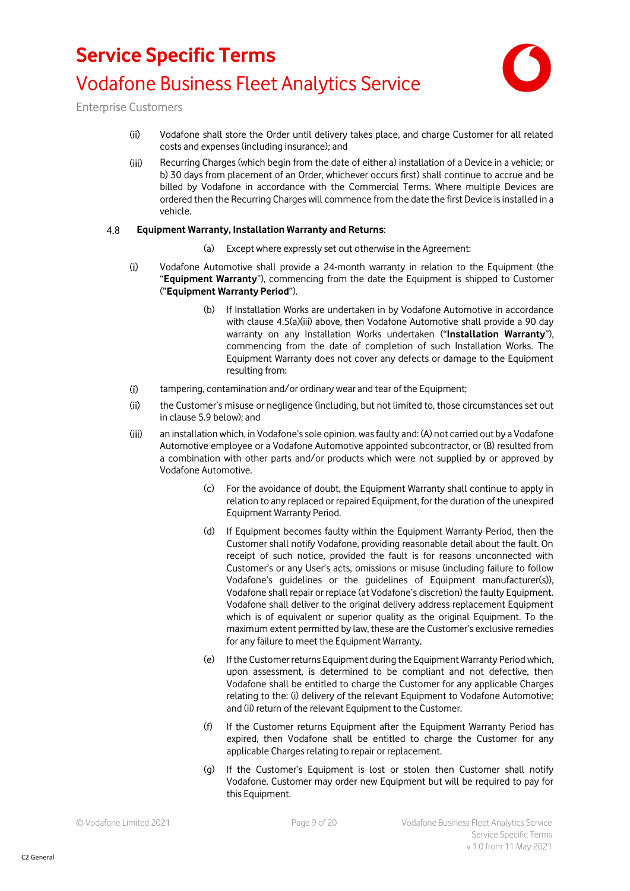(ii) Vodafone shall store the Order until delivery takes place, and charge Customer for all related costs and expenses (including insurance); and

(iii) Recurring Charges (which begin from the date of either a) installation of a Device in a vehicle; or b) 30 days from placement of an Order, whichever occurs first) shall continue to accrue and be billed by Vodafone in accordance with the Commercial Terms. Where multiple Devices are ordered then the Recurring Charges will commence from the date the first Device is installed in a vehicle.

4.8 **Equipment Warranty, Installation Warranty and Returns**:

(a) Except where expressly set out otherwise in the Agreement:

(i) Vodafone Automotive shall provide a 24-month warranty in relation to the Equipment (the "**Equipment Warranty**"), commencing from the date the Equipment is shipped to Customer ("**Equipment Warranty Period**").

(b) If Installation Works are undertaken in by Vodafone Automotive in accordance with clause 4.5(a)(iii) above, then Vodafone Automotive shall provide a 90 day warranty on any Installation Works undertaken ("**Installation Warranty**"), commencing from the date of completion of such Installation Works. The Equipment Warranty does not cover any defects or damage to the Equipment resulting from:

(i) tampering, contamination and/or ordinary wear and tear of the Equipment;

(ii) the Customer's misuse or negligence (including, but not limited to, those circumstances set out in clause 5.9 below); and

(iii) an installation which, in Vodafone's sole opinion, was faulty and: (A) not carried out by a Vodafone Automotive employee or a Vodafone Automotive appointed subcontractor, or (B) resulted from a combination with other parts and/or products which were not supplied by or approved by Vodafone Automotive.

(c) For the avoidance of doubt, the Equipment Warranty shall continue to apply in relation to any replaced or repaired Equipment, for the duration of the unexpired Equipment Warranty Period.

(d) If Equipment becomes faulty within the Equipment Warranty Period, then the Customer shall notify Vodafone, providing reasonable detail about the fault. On receipt of such notice, provided the fault is for reasons unconnected with Customer's or any User's acts, omissions or misuse (including failure to follow Vodafone's guidelines or the guidelines of Equipment manufacturer(s)), Vodafone shall repair or replace (at Vodafone's discretion) the faulty Equipment. Vodafone shall deliver to the original delivery address replacement Equipment which is of equivalent or superior quality as the original Equipment. To the maximum extent permitted by law, these are the Customer's exclusive remedies for any failure to meet the Equipment Warranty.

(e) If the Customer returns Equipment during the Equipment Warranty Period which, upon assessment, is determined to be compliant and not defective, then Vodafone shall be entitled to charge the Customer for any applicable Charges relating to the: (i) delivery of the relevant Equipment to Vodafone Automotive; and (ii) return of the relevant Equipment to the Customer.

(f) If the Customer returns Equipment after the Equipment Warranty Period has expired, then Vodafone shall be entitled to charge the Customer for any applicable Charges relating to repair or replacement.

(g) If the Customer's Equipment is lost or stolen then Customer shall notify Vodafone. Customer may order new Equipment but will be required to pay for this Equipment.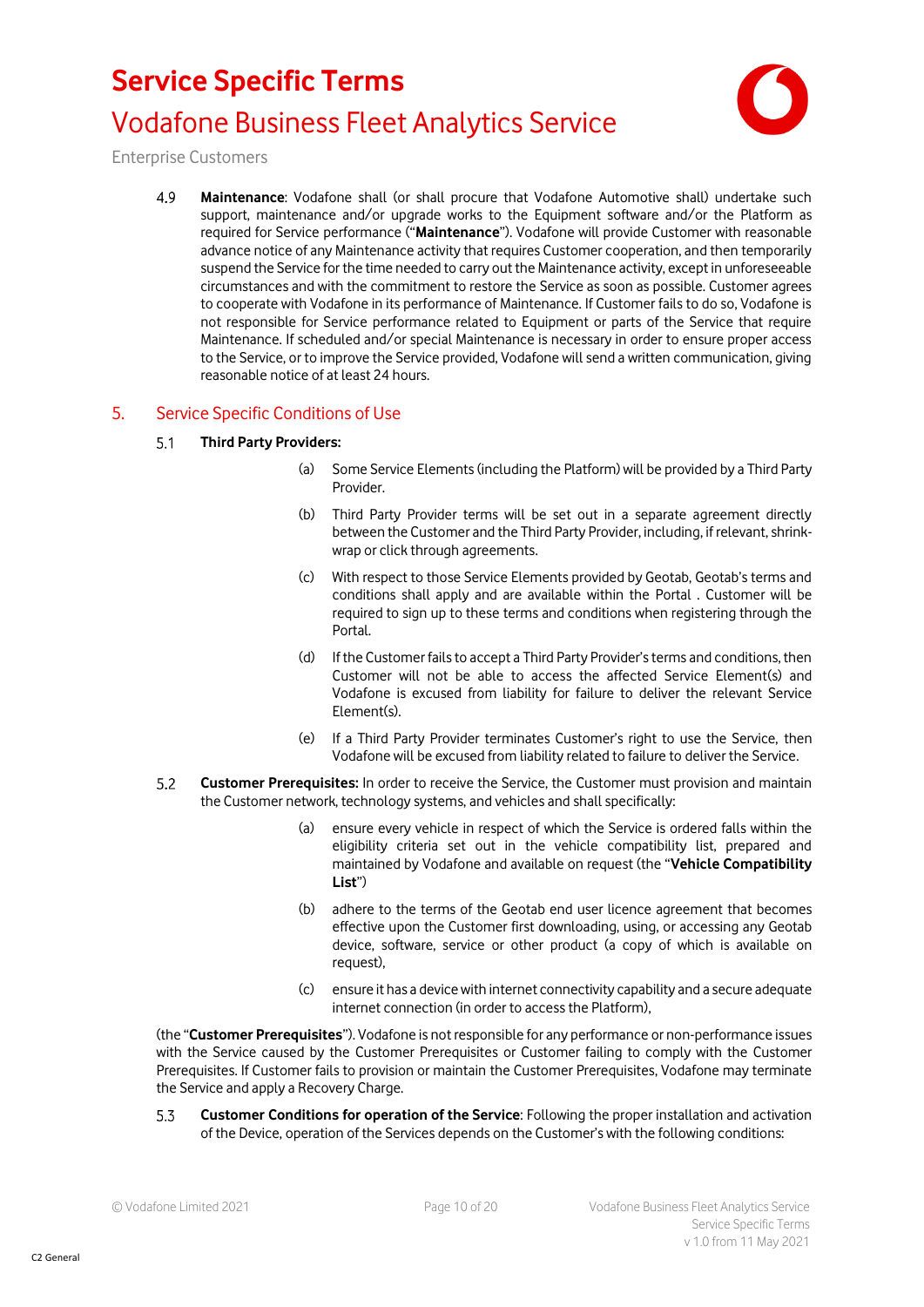4.9 **Maintenance**: Vodafone shall (or shall procure that Vodafone Automotive shall) undertake such support, maintenance and/or upgrade works to the Equipment software and/or the Platform as required for Service performance ("**Maintenance**"). Vodafone will provide Customer with reasonable advance notice of any Maintenance activity that requires Customer cooperation, and then temporarily suspend the Service for the time needed to carry out the Maintenance activity, except in unforeseeable circumstances and with the commitment to restore the Service as soon as possible. Customer agrees to cooperate with Vodafone in its performance of Maintenance. If Customer fails to do so, Vodafone is not responsible for Service performance related to Equipment or parts of the Service that require Maintenance. If scheduled and/or special Maintenance is necessary in order to ensure proper access to the Service, or to improve the Service provided, Vodafone will send a written communication, giving reasonable notice of at least 24 hours.

## 5. Service Specific Conditions of Use

5.1 **Third Party Providers:**

(a) Some Service Elements (including the Platform) will be provided by a Third Party Provider.

(b) Third Party Provider terms will be set out in a separate agreement directly between the Customer and the Third Party Provider, including, if relevant, shrink-wrap or click through agreements.

(c) With respect to those Service Elements provided by Geotab, Geotab's terms and conditions shall apply and are available within the Portal . Customer will be required to sign up to these terms and conditions when registering through the Portal.

(d) If the Customer fails to accept a Third Party Provider's terms and conditions, then Customer will not be able to access the affected Service Element(s) and Vodafone is excused from liability for failure to deliver the relevant Service Element(s).

(e) If a Third Party Provider terminates Customer's right to use the Service, then Vodafone will be excused from liability related to failure to deliver the Service.

5.2 **Customer Prerequisites:** In order to receive the Service, the Customer must provision and maintain the Customer network, technology systems, and vehicles and shall specifically:

(a) ensure every vehicle in respect of which the Service is ordered falls within the eligibility criteria set out in the vehicle compatibility list, prepared and maintained by Vodafone and available on request (the "**Vehicle Compatibility List**")

(b) adhere to the terms of the Geotab end user licence agreement that becomes effective upon the Customer first downloading, using, or accessing any Geotab device, software, service or other product (a copy of which is available on request),

(c) ensure it has a device with internet connectivity capability and a secure adequate internet connection (in order to access the Platform),

(the "**Customer Prerequisites**"). Vodafone is not responsible for any performance or non-performance issues with the Service caused by the Customer Prerequisites or Customer failing to comply with the Customer Prerequisites. If Customer fails to provision or maintain the Customer Prerequisites, Vodafone may terminate the Service and apply a Recovery Charge.

5.3 **Customer Conditions for operation of the Service**: Following the proper installation and activation of the Device, operation of the Services depends on the Customer's with the following conditions: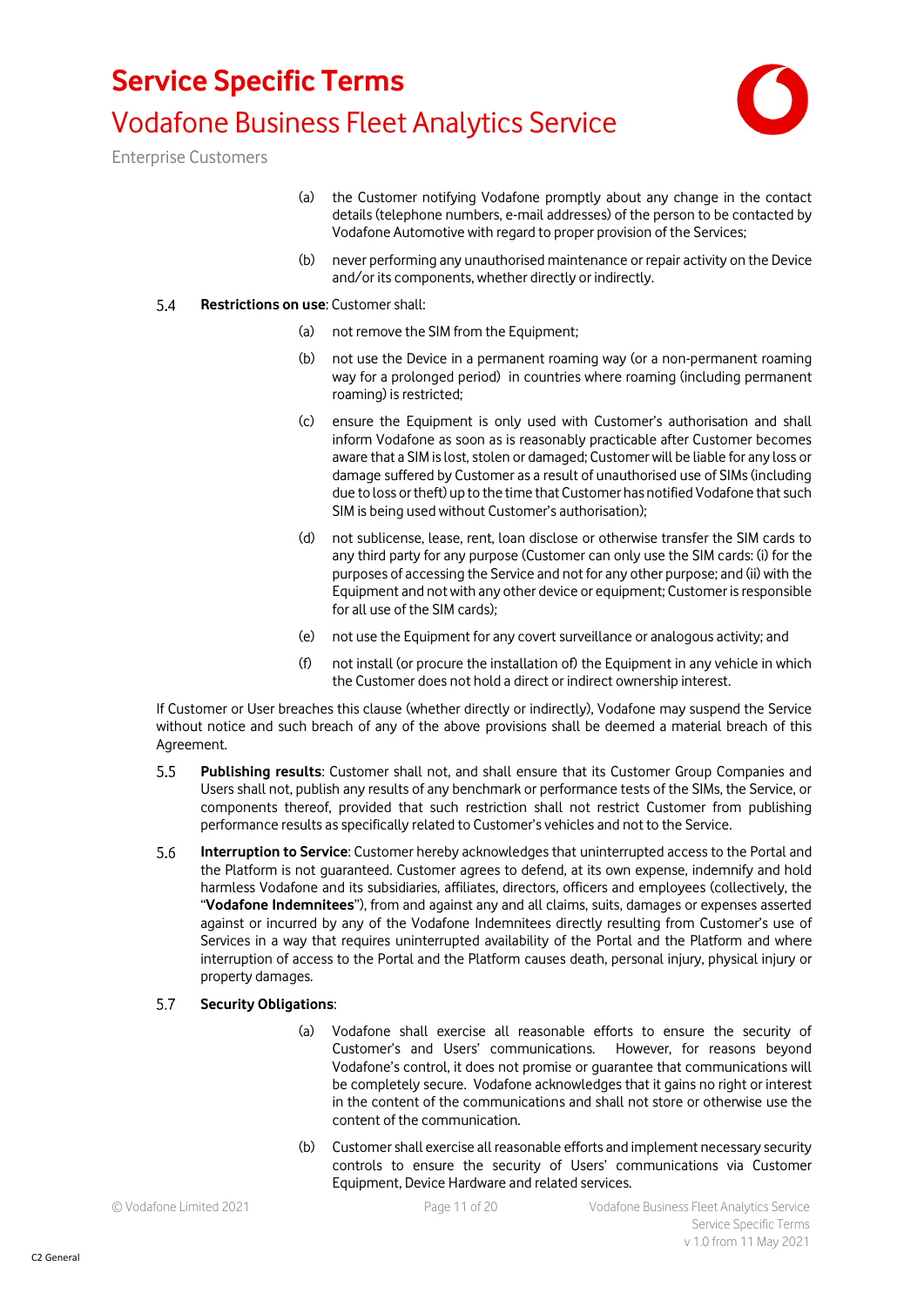(a) the Customer notifying Vodafone promptly about any change in the contact details (telephone numbers, e-mail addresses) of the person to be contacted by Vodafone Automotive with regard to proper provision of the Services;

(b) never performing any unauthorised maintenance or repair activity on the Device and/or its components, whether directly or indirectly.

5.4 **Restrictions on use**: Customer shall:

(a) not remove the SIM from the Equipment;

(b) not use the Device in a permanent roaming way (or a non-permanent roaming way for a prolonged period) in countries where roaming (including permanent roaming) is restricted;

(c) ensure the Equipment is only used with Customer's authorisation and shall inform Vodafone as soon as is reasonably practicable after Customer becomes aware that a SIM is lost, stolen or damaged; Customer will be liable for any loss or damage suffered by Customer as a result of unauthorised use of SIMs (including due to loss or theft) up to the time that Customer has notified Vodafone that such SIM is being used without Customer's authorisation);

(d) not sublicense, lease, rent, loan disclose or otherwise transfer the SIM cards to any third party for any purpose (Customer can only use the SIM cards: (i) for the purposes of accessing the Service and not for any other purpose; and (ii) with the Equipment and not with any other device or equipment; Customer is responsible for all use of the SIM cards);

(e) not use the Equipment for any covert surveillance or analogous activity; and

(f) not install (or procure the installation of) the Equipment in any vehicle in which the Customer does not hold a direct or indirect ownership interest.

If Customer or User breaches this clause (whether directly or indirectly), Vodafone may suspend the Service without notice and such breach of any of the above provisions shall be deemed a material breach of this Agreement.

5.5 **Publishing results**: Customer shall not, and shall ensure that its Customer Group Companies and Users shall not, publish any results of any benchmark or performance tests of the SIMs, the Service, or components thereof, provided that such restriction shall not restrict Customer from publishing performance results as specifically related to Customer's vehicles and not to the Service.

5.6 **Interruption to Service**: Customer hereby acknowledges that uninterrupted access to the Portal and the Platform is not guaranteed. Customer agrees to defend, at its own expense, indemnify and hold harmless Vodafone and its subsidiaries, affiliates, directors, officers and employees (collectively, the "**Vodafone Indemnitees**"), from and against any and all claims, suits, damages or expenses asserted against or incurred by any of the Vodafone Indemnitees directly resulting from Customer's use of Services in a way that requires uninterrupted availability of the Portal and the Platform and where interruption of access to the Portal and the Platform causes death, personal injury, physical injury or property damages.

5.7 **Security Obligations**:

(a) Vodafone shall exercise all reasonable efforts to ensure the security of Customer's and Users' communications. However, for reasons beyond Vodafone's control, it does not promise or guarantee that communications will be completely secure. Vodafone acknowledges that it gains no right or interest in the content of the communications and shall not store or otherwise use the content of the communication.

(b) Customer shall exercise all reasonable efforts and implement necessary security controls to ensure the security of Users' communications via Customer Equipment, Device Hardware and related services.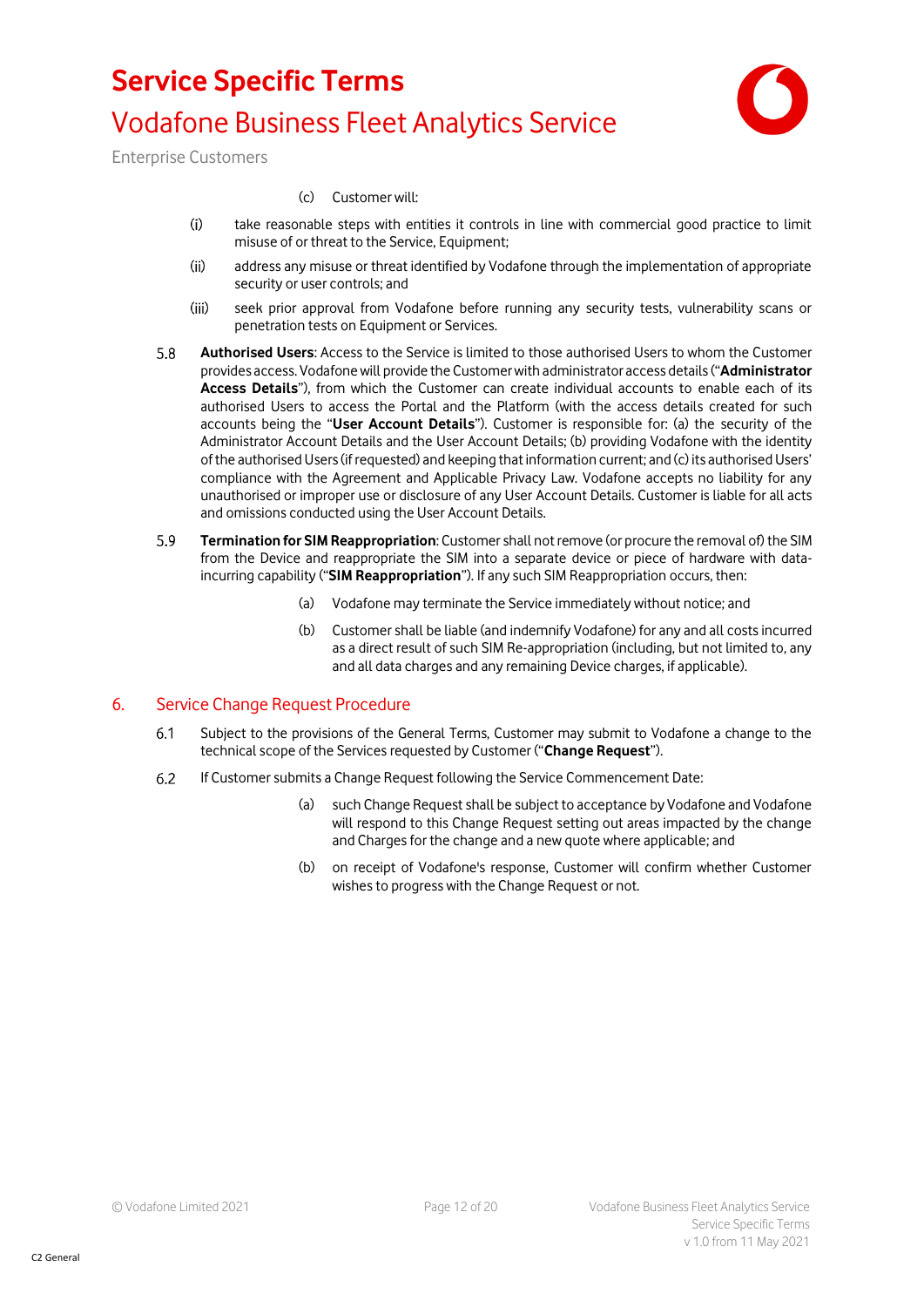(c) Customer will:

(i) take reasonable steps with entities it controls in line with commercial good practice to limit misuse of or threat to the Service, Equipment;

(ii) address any misuse or threat identified by Vodafone through the implementation of appropriate security or user controls; and

(iii) seek prior approval from Vodafone before running any security tests, vulnerability scans or penetration tests on Equipment or Services.

5.8 **Authorised Users**: Access to the Service is limited to those authorised Users to whom the Customer provides access. Vodafone will provide the Customer with administrator access details ("**Administrator Access Details**"), from which the Customer can create individual accounts to enable each of its authorised Users to access the Portal and the Platform (with the access details created for such accounts being the "**User Account Details**"). Customer is responsible for: (a) the security of the Administrator Account Details and the User Account Details; (b) providing Vodafone with the identity of the authorised Users (if requested) and keeping that information current; and (c) its authorised Users' compliance with the Agreement and Applicable Privacy Law. Vodafone accepts no liability for any unauthorised or improper use or disclosure of any User Account Details. Customer is liable for all acts and omissions conducted using the User Account Details.

5.9 **Termination for SIM Reappropriation**: Customer shall not remove (or procure the removal of) the SIM from the Device and reappropriate the SIM into a separate device or piece of hardware with data-incurring capability ("**SIM Reappropriation**"). If any such SIM Reappropriation occurs, then:

(a) Vodafone may terminate the Service immediately without notice; and

(b) Customer shall be liable (and indemnify Vodafone) for any and all costs incurred as a direct result of such SIM Re-appropriation (including, but not limited to, any and all data charges and any remaining Device charges, if applicable).

## 6. Service Change Request Procedure

6.1 Subject to the provisions of the General Terms, Customer may submit to Vodafone a change to the technical scope of the Services requested by Customer ("**Change Request**").

6.2 If Customer submits a Change Request following the Service Commencement Date:

(a) such Change Request shall be subject to acceptance by Vodafone and Vodafone will respond to this Change Request setting out areas impacted by the change and Charges for the change and a new quote where applicable; and

(b) on receipt of Vodafone's response, Customer will confirm whether Customer wishes to progress with the Change Request or not.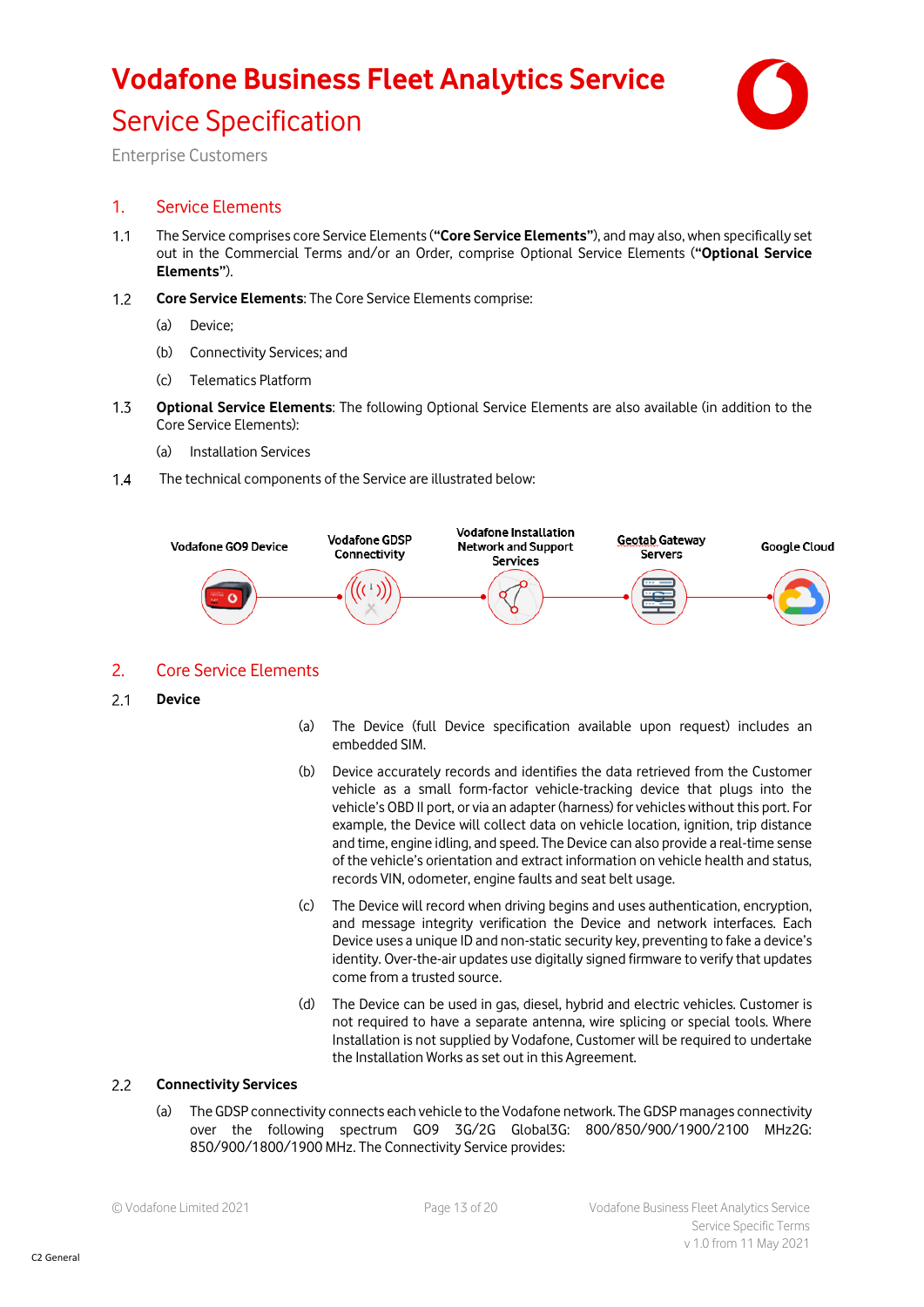# Vodafone Business Fleet Analytics Service

## Service Specification

Enterprise Customers

## 1. Service Elements

1.1 The Service comprises core Service Elements (**"Core Service Elements"**), and may also, when specifically set out in the Commercial Terms and/or an Order, comprise Optional Service Elements (**"Optional Service Elements"**).

1.2 **Core Service Elements**: The Core Service Elements comprise:

(a) Device;

(b) Connectivity Services; and

(c) Telematics Platform

1.3 **Optional Service Elements**: The following Optional Service Elements are also available (in addition to the Core Service Elements):

(a) Installation Services

1.4 The technical components of the Service are illustrated below:

Vodafone GO9 Device — Vodafone GDSP Connectivity — Vodafone Installation Network and Support Services — Geotab Gateway Servers — Google Cloud

## 2. Core Service Elements

2.1 **Device**

(a) The Device (full Device specification available upon request) includes an embedded SIM.

(b) Device accurately records and identifies the data retrieved from the Customer vehicle as a small form-factor vehicle-tracking device that plugs into the vehicle's OBD II port, or via an adapter (harness) for vehicles without this port. For example, the Device will collect data on vehicle location, ignition, trip distance and time, engine idling, and speed. The Device can also provide a real-time sense of the vehicle's orientation and extract information on vehicle health and status, records VIN, odometer, engine faults and seat belt usage.

(c) The Device will record when driving begins and uses authentication, encryption, and message integrity verification the Device and network interfaces. Each Device uses a unique ID and non-static security key, preventing to fake a device's identity. Over-the-air updates use digitally signed firmware to verify that updates come from a trusted source.

(d) The Device can be used in gas, diesel, hybrid and electric vehicles. Customer is not required to have a separate antenna, wire splicing or special tools. Where Installation is not supplied by Vodafone, Customer will be required to undertake the Installation Works as set out in this Agreement.

2.2 **Connectivity Services**

(a) The GDSP connectivity connects each vehicle to the Vodafone network. The GDSP manages connectivity over the following spectrum GO9 3G/2G Global3G: 800/850/900/1900/2100 MHz2G: 850/900/1800/1900 MHz. The Connectivity Service provides: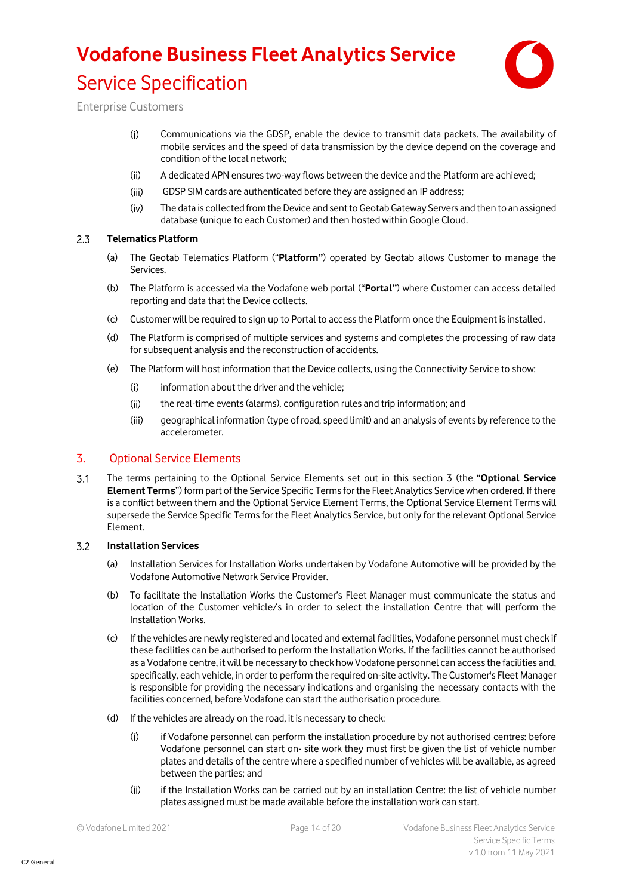(i) Communications via the GDSP, enable the device to transmit data packets. The availability of mobile services and the speed of data transmission by the device depend on the coverage and condition of the local network;

(ii) A dedicated APN ensures two-way flows between the device and the Platform are achieved;

(iii) GDSP SIM cards are authenticated before they are assigned an IP address;

(iv) The data is collected from the Device and sent to Geotab Gateway Servers and then to an assigned database (unique to each Customer) and then hosted within Google Cloud.

### 2.3 Telematics Platform

(a) The Geotab Telematics Platform ("**Platform"**) operated by Geotab allows Customer to manage the Services.

(b) The Platform is accessed via the Vodafone web portal ("**Portal"**) where Customer can access detailed reporting and data that the Device collects.

(c) Customer will be required to sign up to Portal to access the Platform once the Equipment is installed.

(d) The Platform is comprised of multiple services and systems and completes the processing of raw data for subsequent analysis and the reconstruction of accidents.

(e) The Platform will host information that the Device collects, using the Connectivity Service to show:

(i) information about the driver and the vehicle;

(ii) the real-time events (alarms), configuration rules and trip information; and

(iii) geographical information (type of road, speed limit) and an analysis of events by reference to the accelerometer.

## 3. Optional Service Elements

3.1 The terms pertaining to the Optional Service Elements set out in this section 3 (the "**Optional Service Element Terms**") form part of the Service Specific Terms for the Fleet Analytics Service when ordered. If there is a conflict between them and the Optional Service Element Terms, the Optional Service Element Terms will supersede the Service Specific Terms for the Fleet Analytics Service, but only for the relevant Optional Service Element.

### 3.2 Installation Services

(a) Installation Services for Installation Works undertaken by Vodafone Automotive will be provided by the Vodafone Automotive Network Service Provider.

(b) To facilitate the Installation Works the Customer's Fleet Manager must communicate the status and location of the Customer vehicle/s in order to select the installation Centre that will perform the Installation Works.

(c) If the vehicles are newly registered and located and external facilities, Vodafone personnel must check if these facilities can be authorised to perform the Installation Works. If the facilities cannot be authorised as a Vodafone centre, it will be necessary to check how Vodafone personnel can access the facilities and, specifically, each vehicle, in order to perform the required on-site activity. The Customer's Fleet Manager is responsible for providing the necessary indications and organising the necessary contacts with the facilities concerned, before Vodafone can start the authorisation procedure.

(d) If the vehicles are already on the road, it is necessary to check:

(i) if Vodafone personnel can perform the installation procedure by not authorised centres: before Vodafone personnel can start on- site work they must first be given the list of vehicle number plates and details of the centre where a specified number of vehicles will be available, as agreed between the parties; and

(ii) if the Installation Works can be carried out by an installation Centre: the list of vehicle number plates assigned must be made available before the installation work can start.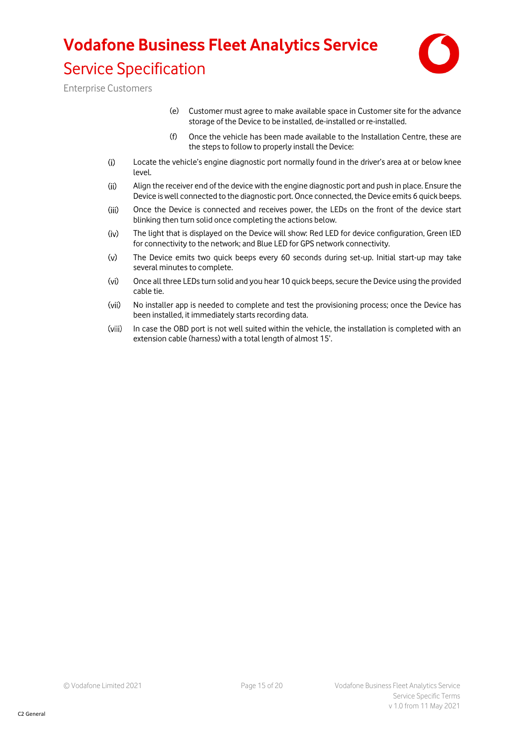(e) Customer must agree to make available space in Customer site for the advance storage of the Device to be installed, de-installed or re-installed.

(f) Once the vehicle has been made available to the Installation Centre, these are the steps to follow to properly install the Device:

(i) Locate the vehicle's engine diagnostic port normally found in the driver's area at or below knee level.

(ii) Align the receiver end of the device with the engine diagnostic port and push in place. Ensure the Device is well connected to the diagnostic port. Once connected, the Device emits 6 quick beeps.

(iii) Once the Device is connected and receives power, the LEDs on the front of the device start blinking then turn solid once completing the actions below.

(iv) The light that is displayed on the Device will show: Red LED for device configuration, Green lED for connectivity to the network; and Blue LED for GPS network connectivity.

(v) The Device emits two quick beeps every 60 seconds during set-up. Initial start-up may take several minutes to complete.

(vi) Once all three LEDs turn solid and you hear 10 quick beeps, secure the Device using the provided cable tie.

(vii) No installer app is needed to complete and test the provisioning process; once the Device has been installed, it immediately starts recording data.

(viii) In case the OBD port is not well suited within the vehicle, the installation is completed with an extension cable (harness) with a total length of almost 15'.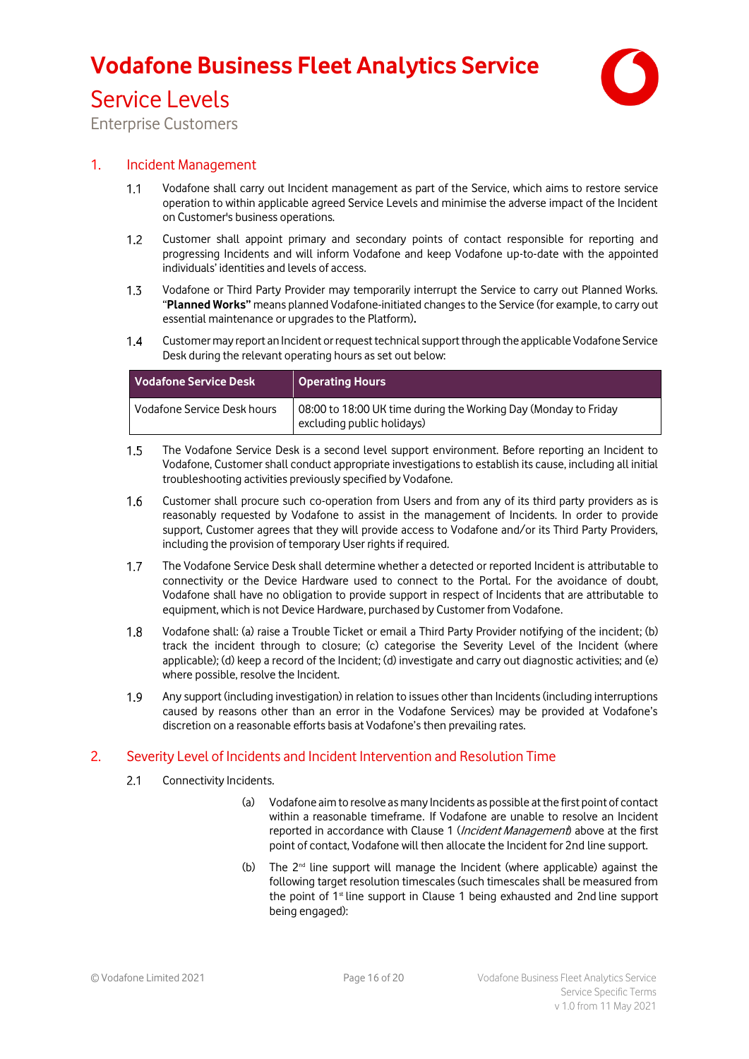# Vodafone Business Fleet Analytics Service

## Service Levels

Enterprise Customers

## 1. Incident Management

1.1 Vodafone shall carry out Incident management as part of the Service, which aims to restore service operation to within applicable agreed Service Levels and minimise the adverse impact of the Incident on Customer's business operations.

1.2 Customer shall appoint primary and secondary points of contact responsible for reporting and progressing Incidents and will inform Vodafone and keep Vodafone up-to-date with the appointed individuals' identities and levels of access.

1.3 Vodafone or Third Party Provider may temporarily interrupt the Service to carry out Planned Works. "**Planned Works"** means planned Vodafone-initiated changes to the Service (for example, to carry out essential maintenance or upgrades to the Platform)**.**

1.4 Customer may report an Incident or request technical support through the applicable Vodafone Service Desk during the relevant operating hours as set out below:

| Vodafone Service Desk | Operating Hours |
|---|---|
| Vodafone Service Desk hours | 08:00 to 18:00 UK time during the Working Day (Monday to Friday excluding public holidays) |

1.5 The Vodafone Service Desk is a second level support environment. Before reporting an Incident to Vodafone, Customer shall conduct appropriate investigations to establish its cause, including all initial troubleshooting activities previously specified by Vodafone.

1.6 Customer shall procure such co-operation from Users and from any of its third party providers as is reasonably requested by Vodafone to assist in the management of Incidents. In order to provide support, Customer agrees that they will provide access to Vodafone and/or its Third Party Providers, including the provision of temporary User rights if required.

1.7 The Vodafone Service Desk shall determine whether a detected or reported Incident is attributable to connectivity or the Device Hardware used to connect to the Portal. For the avoidance of doubt, Vodafone shall have no obligation to provide support in respect of Incidents that are attributable to equipment, which is not Device Hardware, purchased by Customer from Vodafone.

1.8 Vodafone shall: (a) raise a Trouble Ticket or email a Third Party Provider notifying of the incident; (b) track the incident through to closure; (c) categorise the Severity Level of the Incident (where applicable); (d) keep a record of the Incident; (d) investigate and carry out diagnostic activities; and (e) where possible, resolve the Incident.

1.9 Any support (including investigation) in relation to issues other than Incidents (including interruptions caused by reasons other than an error in the Vodafone Services) may be provided at Vodafone's discretion on a reasonable efforts basis at Vodafone's then prevailing rates.

## 2. Severity Level of Incidents and Incident Intervention and Resolution Time

2.1 Connectivity Incidents.

(a) Vodafone aim to resolve as many Incidents as possible at the first point of contact within a reasonable timeframe. If Vodafone are unable to resolve an Incident reported in accordance with Clause 1 (*Incident Management*) above at the first point of contact, Vodafone will then allocate the Incident for 2nd line support.

(b) The 2nd line support will manage the Incident (where applicable) against the following target resolution timescales (such timescales shall be measured from the point of 1st line support in Clause 1 being exhausted and 2nd line support being engaged):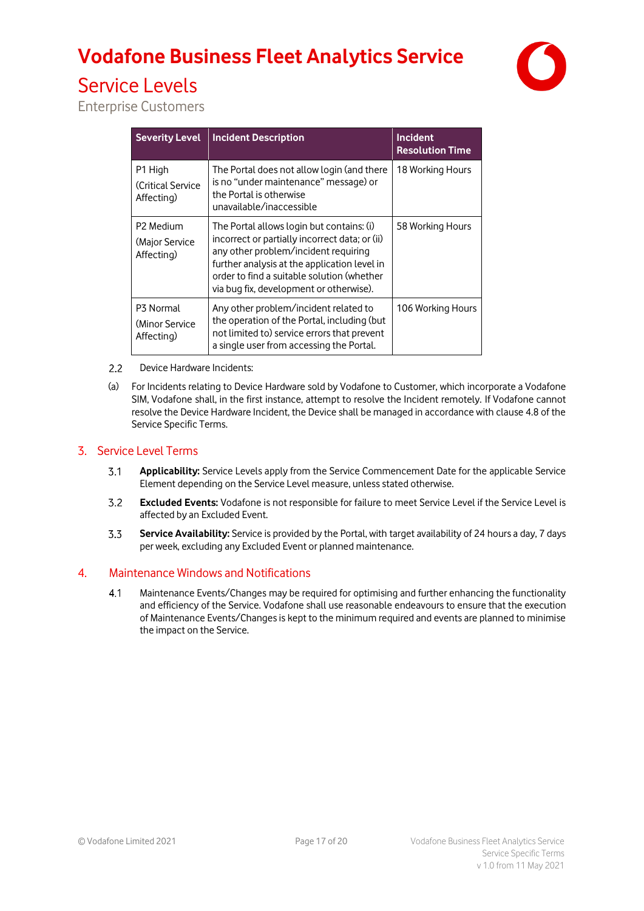# Vodafone Business Fleet Analytics Service

## Service Levels

Enterprise Customers

| Severity Level | Incident Description | Incident Resolution Time |
|---|---|---|
| P1 High (Critical Service Affecting) | The Portal does not allow login (and there is no "under maintenance" message) or the Portal is otherwise unavailable/inaccessible | 18 Working Hours |
| P2 Medium (Major Service Affecting) | The Portal allows login but contains: (i) incorrect or partially incorrect data; or (ii) any other problem/incident requiring further analysis at the application level in order to find a suitable solution (whether via bug fix, development or otherwise). | 58 Working Hours |
| P3 Normal (Minor Service Affecting) | Any other problem/incident related to the operation of the Portal, including (but not limited to) service errors that prevent a single user from accessing the Portal. | 106 Working Hours |

2.2 Device Hardware Incidents:

(a) For Incidents relating to Device Hardware sold by Vodafone to Customer, which incorporate a Vodafone SIM, Vodafone shall, in the first instance, attempt to resolve the Incident remotely. If Vodafone cannot resolve the Device Hardware Incident, the Device shall be managed in accordance with clause 4.8 of the Service Specific Terms.

## 3. Service Level Terms

3.1 **Applicability:** Service Levels apply from the Service Commencement Date for the applicable Service Element depending on the Service Level measure, unless stated otherwise.

3.2 **Excluded Events:** Vodafone is not responsible for failure to meet Service Level if the Service Level is affected by an Excluded Event.

3.3 **Service Availability:** Service is provided by the Portal, with target availability of 24 hours a day, 7 days per week, excluding any Excluded Event or planned maintenance.

## 4. Maintenance Windows and Notifications

4.1 Maintenance Events/Changes may be required for optimising and further enhancing the functionality and efficiency of the Service. Vodafone shall use reasonable endeavours to ensure that the execution of Maintenance Events/Changes is kept to the minimum required and events are planned to minimise the impact on the Service.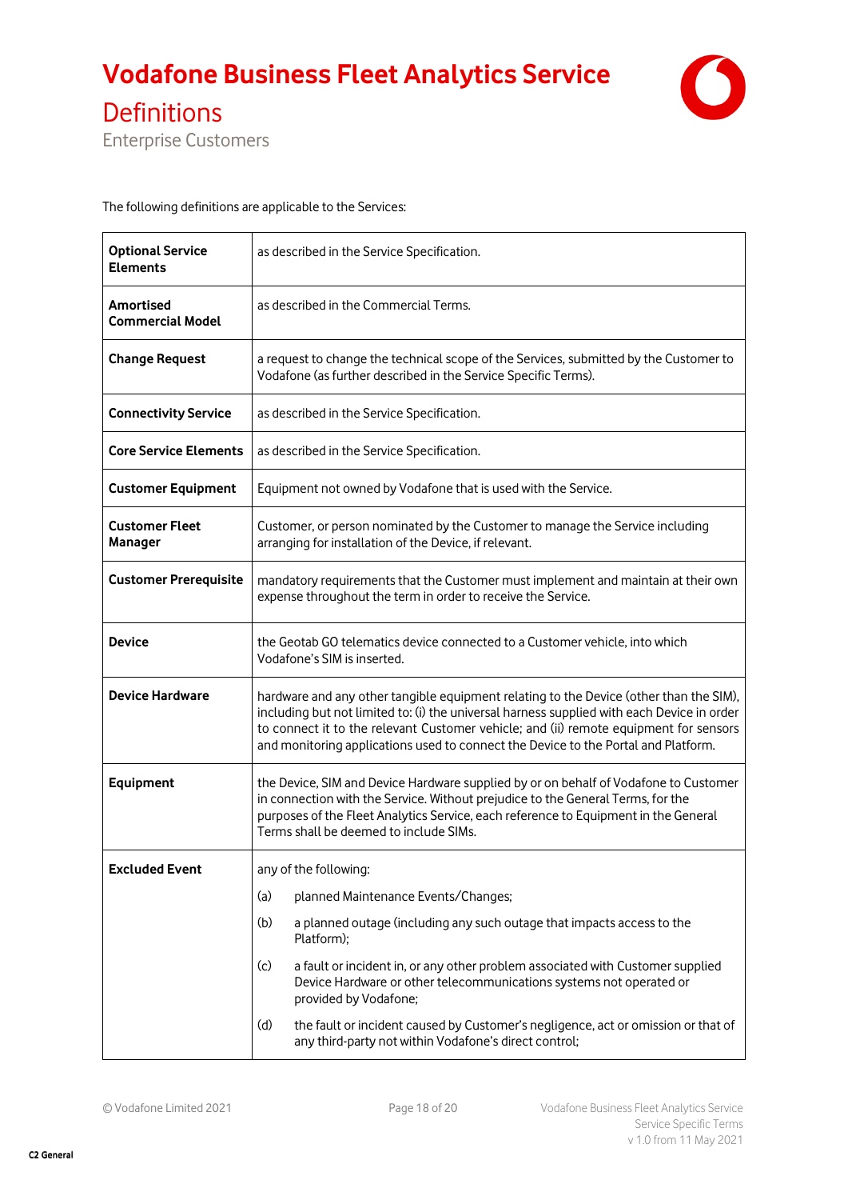# Vodafone Business Fleet Analytics Service

## Definitions

Enterprise Customers

The following definitions are applicable to the Services:

| Term | Definition |
|---|---|
| **Optional Service Elements** | as described in the Service Specification. |
| **Amortised Commercial Model** | as described in the Commercial Terms. |
| **Change Request** | a request to change the technical scope of the Services, submitted by the Customer to Vodafone (as further described in the Service Specific Terms). |
| **Connectivity Service** | as described in the Service Specification. |
| **Core Service Elements** | as described in the Service Specification. |
| **Customer Equipment** | Equipment not owned by Vodafone that is used with the Service. |
| **Customer Fleet Manager** | Customer, or person nominated by the Customer to manage the Service including arranging for installation of the Device, if relevant. |
| **Customer Prerequisite** | mandatory requirements that the Customer must implement and maintain at their own expense throughout the term in order to receive the Service. |
| **Device** | the Geotab GO telematics device connected to a Customer vehicle, into which Vodafone's SIM is inserted. |
| **Device Hardware** | hardware and any other tangible equipment relating to the Device (other than the SIM), including but not limited to: (i) the universal harness supplied with each Device in order to connect it to the relevant Customer vehicle; and (ii) remote equipment for sensors and monitoring applications used to connect the Device to the Portal and Platform. |
| **Equipment** | the Device, SIM and Device Hardware supplied by or on behalf of Vodafone to Customer in connection with the Service. Without prejudice to the General Terms, for the purposes of the Fleet Analytics Service, each reference to Equipment in the General Terms shall be deemed to include SIMs. |
| **Excluded Event** | any of the following: (a) planned Maintenance Events/Changes; (b) a planned outage (including any such outage that impacts access to the Platform); (c) a fault or incident in, or any other problem associated with Customer supplied Device Hardware or other telecommunications systems not operated or provided by Vodafone; (d) the fault or incident caused by Customer's negligence, act or omission or that of any third-party not within Vodafone's direct control; |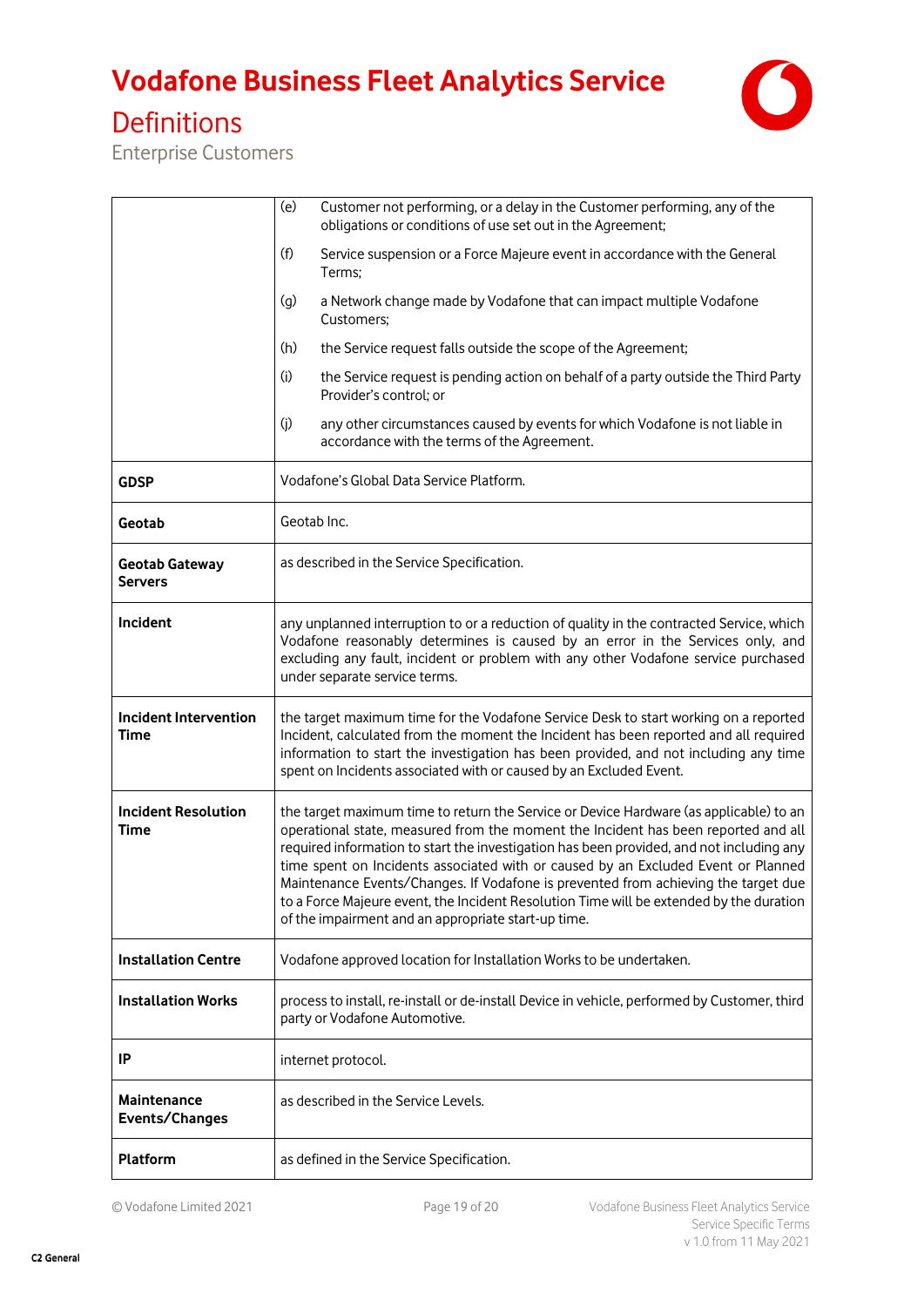# Vodafone Business Fleet Analytics Service

## Definitions

Enterprise Customers

| | |
|---|---|
| | (e) Customer not performing, or a delay in the Customer performing, any of the obligations or conditions of use set out in the Agreement;<br>(f) Service suspension or a Force Majeure event in accordance with the General Terms;<br>(g) a Network change made by Vodafone that can impact multiple Vodafone Customers;<br>(h) the Service request falls outside the scope of the Agreement;<br>(i) the Service request is pending action on behalf of a party outside the Third Party Provider's control; or<br>(j) any other circumstances caused by events for which Vodafone is not liable in accordance with the terms of the Agreement. |
| **GDSP** | Vodafone's Global Data Service Platform. |
| **Geotab** | Geotab Inc. |
| **Geotab Gateway Servers** | as described in the Service Specification. |
| **Incident** | any unplanned interruption to or a reduction of quality in the contracted Service, which Vodafone reasonably determines is caused by an error in the Services only, and excluding any fault, incident or problem with any other Vodafone service purchased under separate service terms. |
| **Incident Intervention Time** | the target maximum time for the Vodafone Service Desk to start working on a reported Incident, calculated from the moment the Incident has been reported and all required information to start the investigation has been provided, and not including any time spent on Incidents associated with or caused by an Excluded Event. |
| **Incident Resolution Time** | the target maximum time to return the Service or Device Hardware (as applicable) to an operational state, measured from the moment the Incident has been reported and all required information to start the investigation has been provided, and not including any time spent on Incidents associated with or caused by an Excluded Event or Planned Maintenance Events/Changes. If Vodafone is prevented from achieving the target due to a Force Majeure event, the Incident Resolution Time will be extended by the duration of the impairment and an appropriate start-up time. |
| **Installation Centre** | Vodafone approved location for Installation Works to be undertaken. |
| **Installation Works** | process to install, re-install or de-install Device in vehicle, performed by Customer, third party or Vodafone Automotive. |
| **IP** | internet protocol. |
| **Maintenance Events/Changes** | as described in the Service Levels. |
| **Platform** | as defined in the Service Specification. |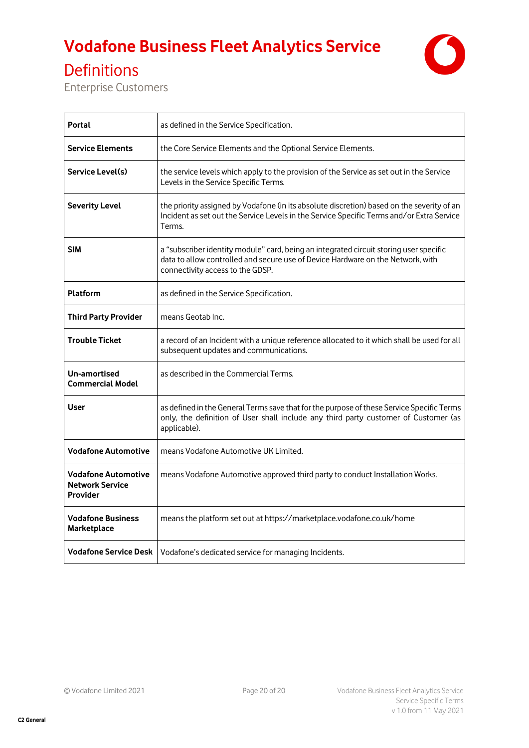# Vodafone Business Fleet Analytics Service

## Definitions

Enterprise Customers

| | |
|---|---|
| **Portal** | as defined in the Service Specification. |
| **Service Elements** | the Core Service Elements and the Optional Service Elements. |
| **Service Level(s)** | the service levels which apply to the provision of the Service as set out in the Service Levels in the Service Specific Terms. |
| **Severity Level** | the priority assigned by Vodafone (in its absolute discretion) based on the severity of an Incident as set out the Service Levels in the Service Specific Terms and/or Extra Service Terms. |
| **SIM** | a "subscriber identity module" card, being an integrated circuit storing user specific data to allow controlled and secure use of Device Hardware on the Network, with connectivity access to the GDSP. |
| **Platform** | as defined in the Service Specification. |
| **Third Party Provider** | means Geotab Inc. |
| **Trouble Ticket** | a record of an Incident with a unique reference allocated to it which shall be used for all subsequent updates and communications. |
| **Un-amortised Commercial Model** | as described in the Commercial Terms. |
| **User** | as defined in the General Terms save that for the purpose of these Service Specific Terms only, the definition of User shall include any third party customer of Customer (as applicable). |
| **Vodafone Automotive** | means Vodafone Automotive UK Limited. |
| **Vodafone Automotive Network Service Provider** | means Vodafone Automotive approved third party to conduct Installation Works. |
| **Vodafone Business Marketplace** | means the platform set out at https://marketplace.vodafone.co.uk/home |
| **Vodafone Service Desk** | Vodafone's dedicated service for managing Incidents. |